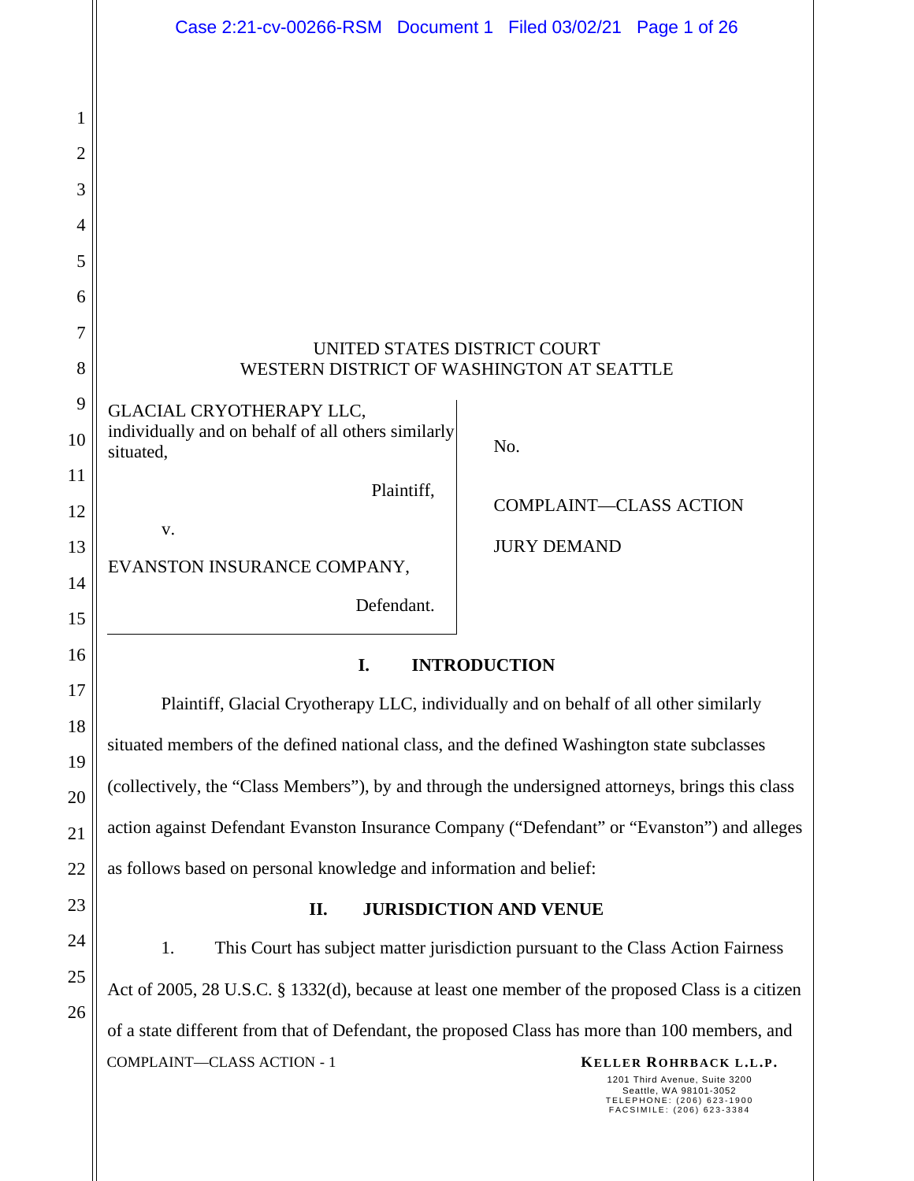UNITED STATES DISTRICT COURT
WESTERN DISTRICT OF WASHINGTON AT SEATTLE

GLACIAL CRYOTHERAPY LLC, individually and on behalf of all others similarly situated,

Plaintiff,

v.

EVANSTON INSURANCE COMPANY,

Defendant.

No.

COMPLAINT—CLASS ACTION

JURY DEMAND

## I. INTRODUCTION

Plaintiff, Glacial Cryotherapy LLC, individually and on behalf of all other similarly situated members of the defined national class, and the defined Washington state subclasses (collectively, the "Class Members"), by and through the undersigned attorneys, brings this class action against Defendant Evanston Insurance Company ("Defendant" or "Evanston") and alleges as follows based on personal knowledge and information and belief:

## II. JURISDICTION AND VENUE

1. This Court has subject matter jurisdiction pursuant to the Class Action Fairness Act of 2005, 28 U.S.C. § 1332(d), because at least one member of the proposed Class is a citizen of a state different from that of Defendant, the proposed Class has more than 100 members, and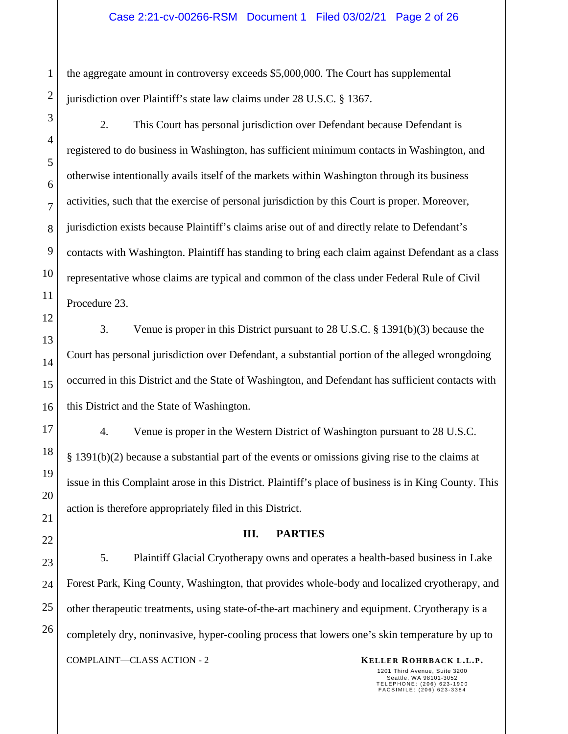the aggregate amount in controversy exceeds $5,000,000. The Court has supplemental jurisdiction over Plaintiff's state law claims under 28 U.S.C. § 1367.

2. This Court has personal jurisdiction over Defendant because Defendant is registered to do business in Washington, has sufficient minimum contacts in Washington, and otherwise intentionally avails itself of the markets within Washington through its business activities, such that the exercise of personal jurisdiction by this Court is proper. Moreover, jurisdiction exists because Plaintiff's claims arise out of and directly relate to Defendant's contacts with Washington. Plaintiff has standing to bring each claim against Defendant as a class representative whose claims are typical and common of the class under Federal Rule of Civil Procedure 23.

3. Venue is proper in this District pursuant to 28 U.S.C. § 1391(b)(3) because the Court has personal jurisdiction over Defendant, a substantial portion of the alleged wrongdoing occurred in this District and the State of Washington, and Defendant has sufficient contacts with this District and the State of Washington.

4. Venue is proper in the Western District of Washington pursuant to 28 U.S.C. § 1391(b)(2) because a substantial part of the events or omissions giving rise to the claims at issue in this Complaint arose in this District. Plaintiff's place of business is in King County. This action is therefore appropriately filed in this District.

## III. PARTIES

5. Plaintiff Glacial Cryotherapy owns and operates a health-based business in Lake Forest Park, King County, Washington, that provides whole-body and localized cryotherapy, and other therapeutic treatments, using state-of-the-art machinery and equipment. Cryotherapy is a completely dry, noninvasive, hyper-cooling process that lowers one's skin temperature by up to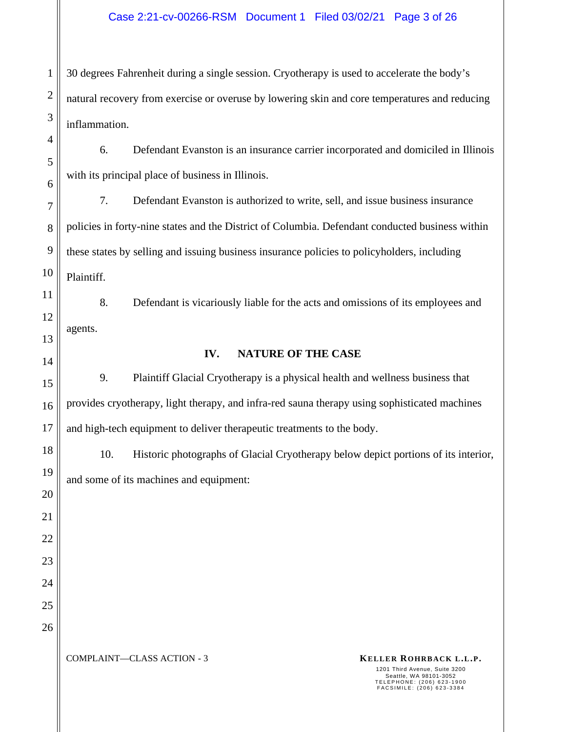30 degrees Fahrenheit during a single session. Cryotherapy is used to accelerate the body's natural recovery from exercise or overuse by lowering skin and core temperatures and reducing inflammation.

6. Defendant Evanston is an insurance carrier incorporated and domiciled in Illinois with its principal place of business in Illinois.

7. Defendant Evanston is authorized to write, sell, and issue business insurance policies in forty-nine states and the District of Columbia. Defendant conducted business within these states by selling and issuing business insurance policies to policyholders, including Plaintiff.

8. Defendant is vicariously liable for the acts and omissions of its employees and agents.

## IV. NATURE OF THE CASE

9. Plaintiff Glacial Cryotherapy is a physical health and wellness business that provides cryotherapy, light therapy, and infra-red sauna therapy using sophisticated machines and high-tech equipment to deliver therapeutic treatments to the body.

10. Historic photographs of Glacial Cryotherapy below depict portions of its interior, and some of its machines and equipment: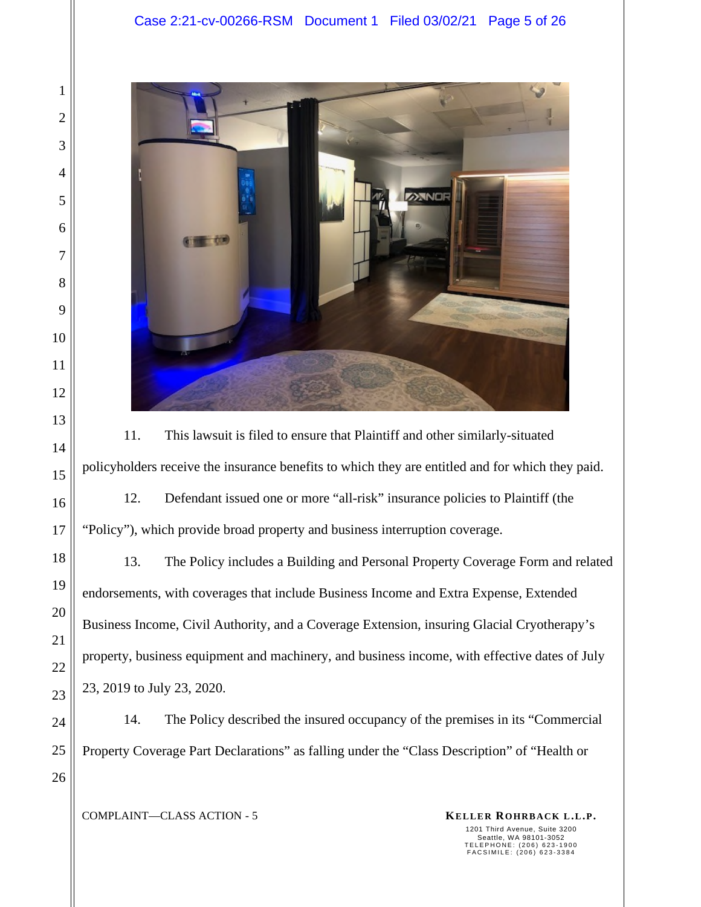11. This lawsuit is filed to ensure that Plaintiff and other similarly-situated policyholders receive the insurance benefits to which they are entitled and for which they paid.

12. Defendant issued one or more "all-risk" insurance policies to Plaintiff (the "Policy"), which provide broad property and business interruption coverage.

13. The Policy includes a Building and Personal Property Coverage Form and related endorsements, with coverages that include Business Income and Extra Expense, Extended Business Income, Civil Authority, and a Coverage Extension, insuring Glacial Cryotherapy's property, business equipment and machinery, and business income, with effective dates of July 23, 2019 to July 23, 2020.

14. The Policy described the insured occupancy of the premises in its "Commercial Property Coverage Part Declarations" as falling under the "Class Description" of "Health or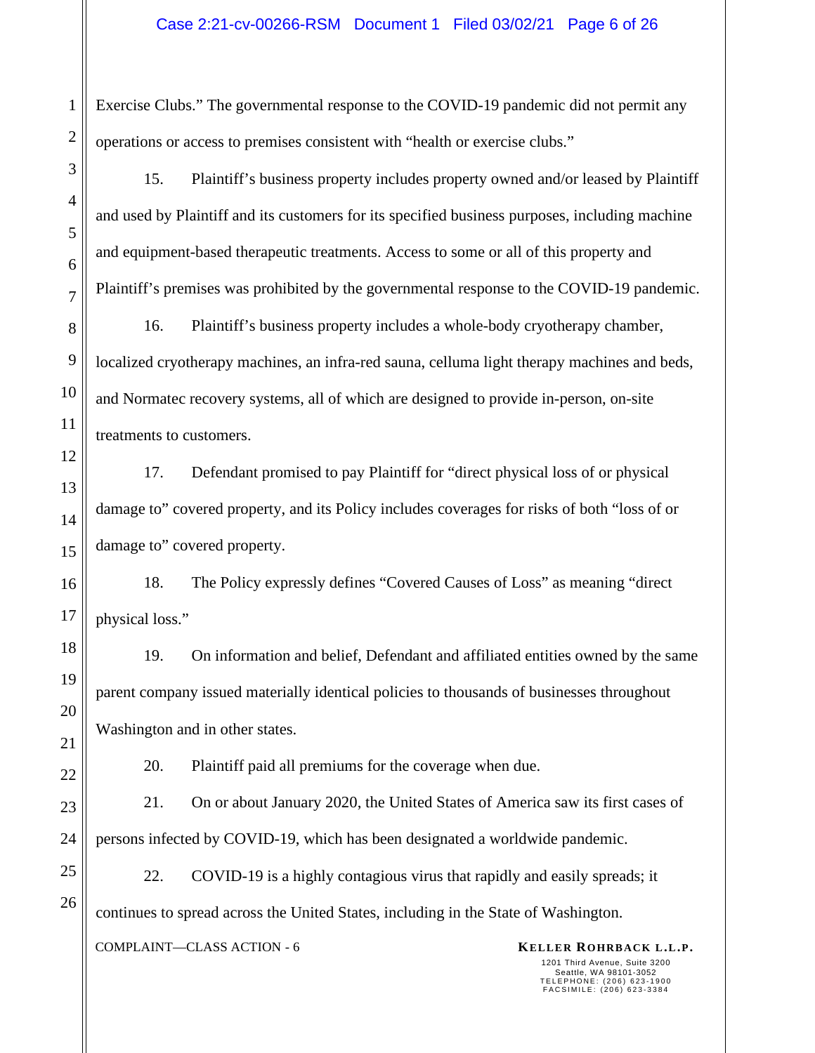Exercise Clubs." The governmental response to the COVID-19 pandemic did not permit any operations or access to premises consistent with "health or exercise clubs."

15. Plaintiff's business property includes property owned and/or leased by Plaintiff and used by Plaintiff and its customers for its specified business purposes, including machine and equipment-based therapeutic treatments. Access to some or all of this property and Plaintiff's premises was prohibited by the governmental response to the COVID-19 pandemic.

16. Plaintiff's business property includes a whole-body cryotherapy chamber, localized cryotherapy machines, an infra-red sauna, celluma light therapy machines and beds, and Normatec recovery systems, all of which are designed to provide in-person, on-site treatments to customers.

17. Defendant promised to pay Plaintiff for "direct physical loss of or physical damage to" covered property, and its Policy includes coverages for risks of both "loss of or damage to" covered property.

18. The Policy expressly defines "Covered Causes of Loss" as meaning "direct physical loss."

19. On information and belief, Defendant and affiliated entities owned by the same parent company issued materially identical policies to thousands of businesses throughout Washington and in other states.

20. Plaintiff paid all premiums for the coverage when due.

21. On or about January 2020, the United States of America saw its first cases of persons infected by COVID-19, which has been designated a worldwide pandemic.

22. COVID-19 is a highly contagious virus that rapidly and easily spreads; it continues to spread across the United States, including in the State of Washington.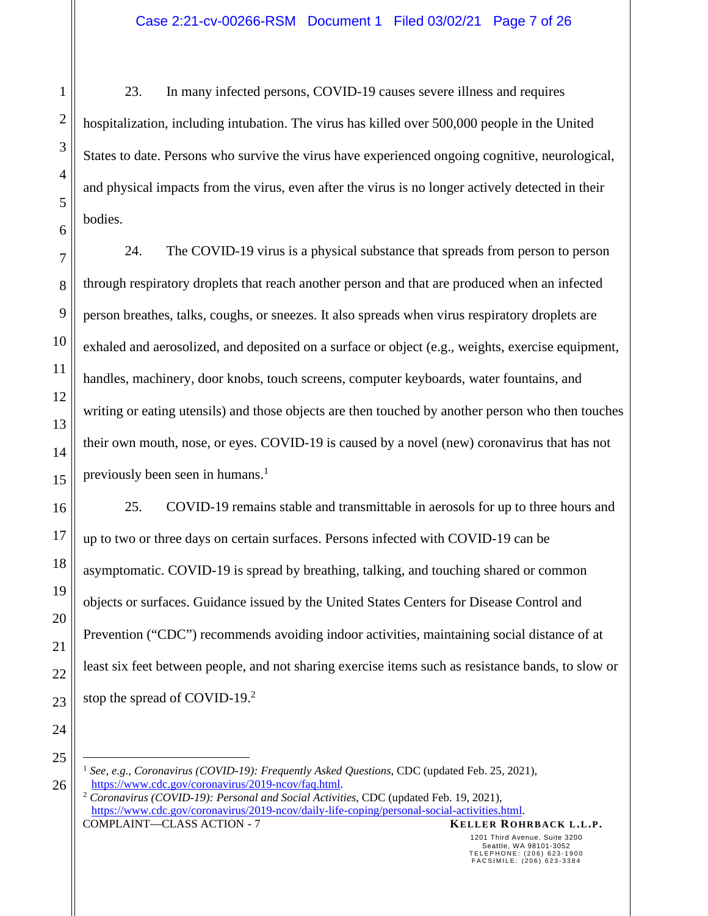23. In many infected persons, COVID-19 causes severe illness and requires hospitalization, including intubation. The virus has killed over 500,000 people in the United States to date. Persons who survive the virus have experienced ongoing cognitive, neurological, and physical impacts from the virus, even after the virus is no longer actively detected in their bodies.

24. The COVID-19 virus is a physical substance that spreads from person to person through respiratory droplets that reach another person and that are produced when an infected person breathes, talks, coughs, or sneezes. It also spreads when virus respiratory droplets are exhaled and aerosolized, and deposited on a surface or object (e.g., weights, exercise equipment, handles, machinery, door knobs, touch screens, computer keyboards, water fountains, and writing or eating utensils) and those objects are then touched by another person who then touches their own mouth, nose, or eyes. COVID-19 is caused by a novel (new) coronavirus that has not previously been seen in humans.[1]

25. COVID-19 remains stable and transmittable in aerosols for up to three hours and up to two or three days on certain surfaces. Persons infected with COVID-19 can be asymptomatic. COVID-19 is spread by breathing, talking, and touching shared or common objects or surfaces. Guidance issued by the United States Centers for Disease Control and Prevention ("CDC") recommends avoiding indoor activities, maintaining social distance of at least six feet between people, and not sharing exercise items such as resistance bands, to slow or stop the spread of COVID-19.[2]

---

[1] *See, e.g.*, *Coronavirus (COVID-19): Frequently Asked Questions*, CDC (updated Feb. 25, 2021), https://www.cdc.gov/coronavirus/2019-ncov/faq.html.

[2] *Coronavirus (COVID-19): Personal and Social Activities*, CDC (updated Feb. 19, 2021), https://www.cdc.gov/coronavirus/2019-ncov/daily-life-coping/personal-social-activities.html.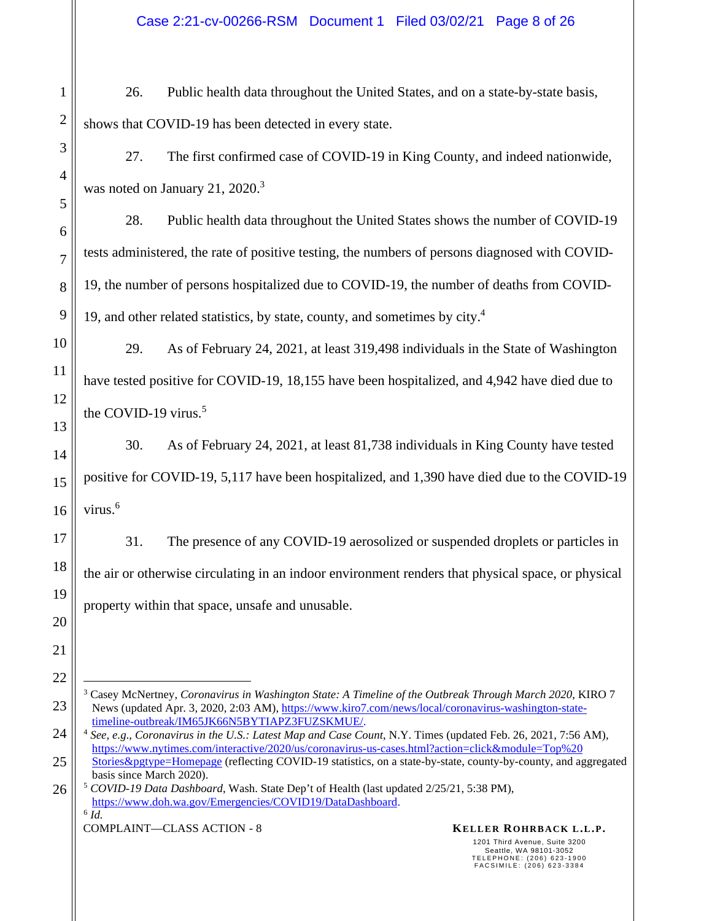26. Public health data throughout the United States, and on a state-by-state basis, shows that COVID-19 has been detected in every state.

27. The first confirmed case of COVID-19 in King County, and indeed nationwide, was noted on January 21, 2020.[3]

28. Public health data throughout the United States shows the number of COVID-19 tests administered, the rate of positive testing, the numbers of persons diagnosed with COVID-19, the number of persons hospitalized due to COVID-19, the number of deaths from COVID-19, and other related statistics, by state, county, and sometimes by city.[4]

29. As of February 24, 2021, at least 319,498 individuals in the State of Washington have tested positive for COVID-19, 18,155 have been hospitalized, and 4,942 have died due to the COVID-19 virus.[5]

30. As of February 24, 2021, at least 81,738 individuals in King County have tested positive for COVID-19, 5,117 have been hospitalized, and 1,390 have died due to the COVID-19 virus.[6]

31. The presence of any COVID-19 aerosolized or suspended droplets or particles in the air or otherwise circulating in an indoor environment renders that physical space, or physical property within that space, unsafe and unusable.

---

[3] Casey McNertney, *Coronavirus in Washington State: A Timeline of the Outbreak Through March 2020*, KIRO 7 News (updated Apr. 3, 2020, 2:03 AM), https://www.kiro7.com/news/local/coronavirus-washington-state-timeline-outbreak/IM65JK66N5BYTIAPZ3FUZSKMUE/.

[4] *See, e.g.*, *Coronavirus in the U.S.: Latest Map and Case Count*, N.Y. Times (updated Feb. 26, 2021, 7:56 AM), https://www.nytimes.com/interactive/2020/us/coronavirus-us-cases.html?action=click&module=Top%20Stories&pgtype=Homepage (reflecting COVID-19 statistics, on a state-by-state, county-by-county, and aggregated basis since March 2020).

[5] *COVID-19 Data Dashboard*, Wash. State Dep't of Health (last updated 2/25/21, 5:38 PM), https://www.doh.wa.gov/Emergencies/COVID19/DataDashboard.

[6] *Id.*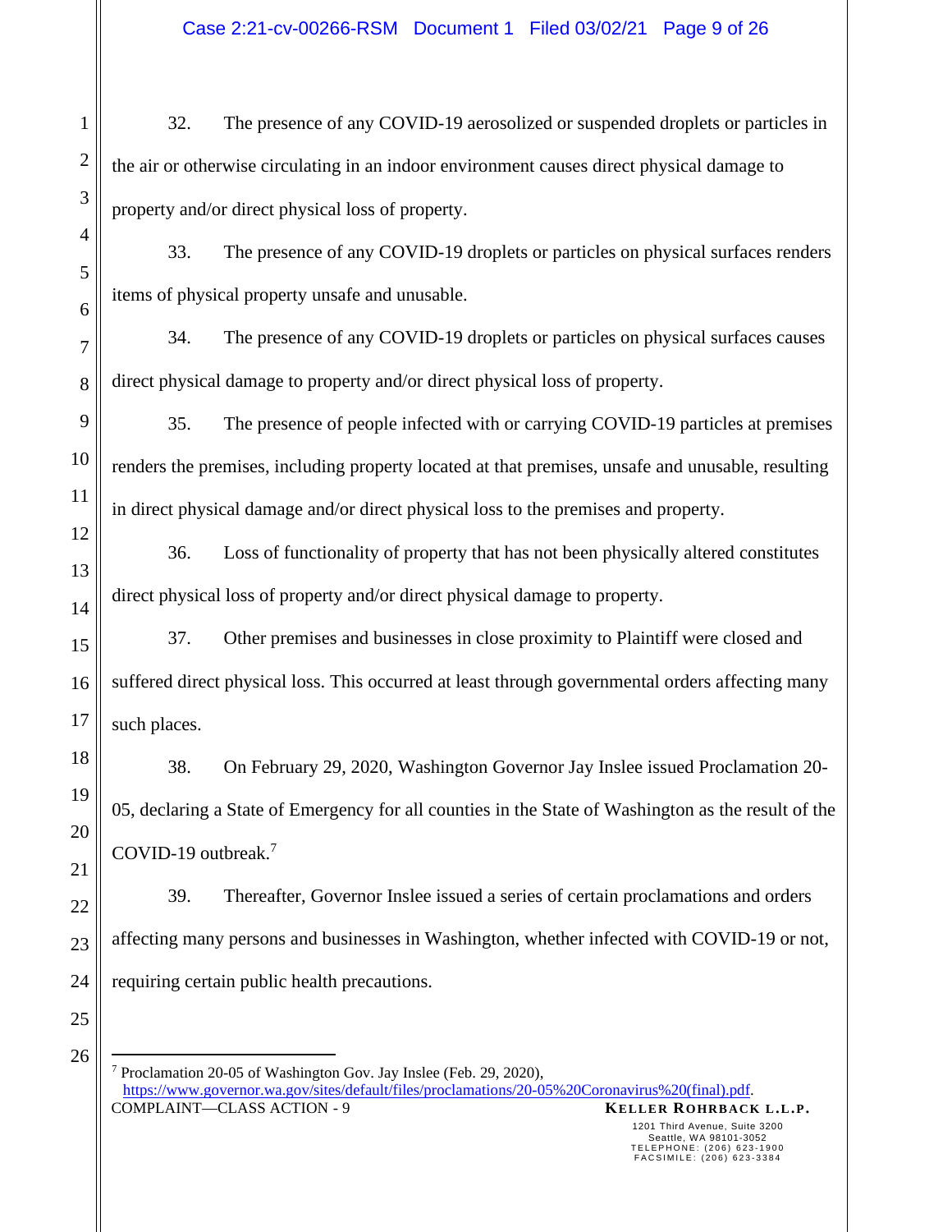32. The presence of any COVID-19 aerosolized or suspended droplets or particles in the air or otherwise circulating in an indoor environment causes direct physical damage to property and/or direct physical loss of property.

33. The presence of any COVID-19 droplets or particles on physical surfaces renders items of physical property unsafe and unusable.

34. The presence of any COVID-19 droplets or particles on physical surfaces causes direct physical damage to property and/or direct physical loss of property.

35. The presence of people infected with or carrying COVID-19 particles at premises renders the premises, including property located at that premises, unsafe and unusable, resulting in direct physical damage and/or direct physical loss to the premises and property.

36. Loss of functionality of property that has not been physically altered constitutes direct physical loss of property and/or direct physical damage to property.

37. Other premises and businesses in close proximity to Plaintiff were closed and suffered direct physical loss. This occurred at least through governmental orders affecting many such places.

38. On February 29, 2020, Washington Governor Jay Inslee issued Proclamation 20-05, declaring a State of Emergency for all counties in the State of Washington as the result of the COVID-19 outbreak.[7]

39. Thereafter, Governor Inslee issued a series of certain proclamations and orders affecting many persons and businesses in Washington, whether infected with COVID-19 or not, requiring certain public health precautions.

---

[7] Proclamation 20-05 of Washington Gov. Jay Inslee (Feb. 29, 2020), https://www.governor.wa.gov/sites/default/files/proclamations/20-05%20Coronavirus%20(final).pdf.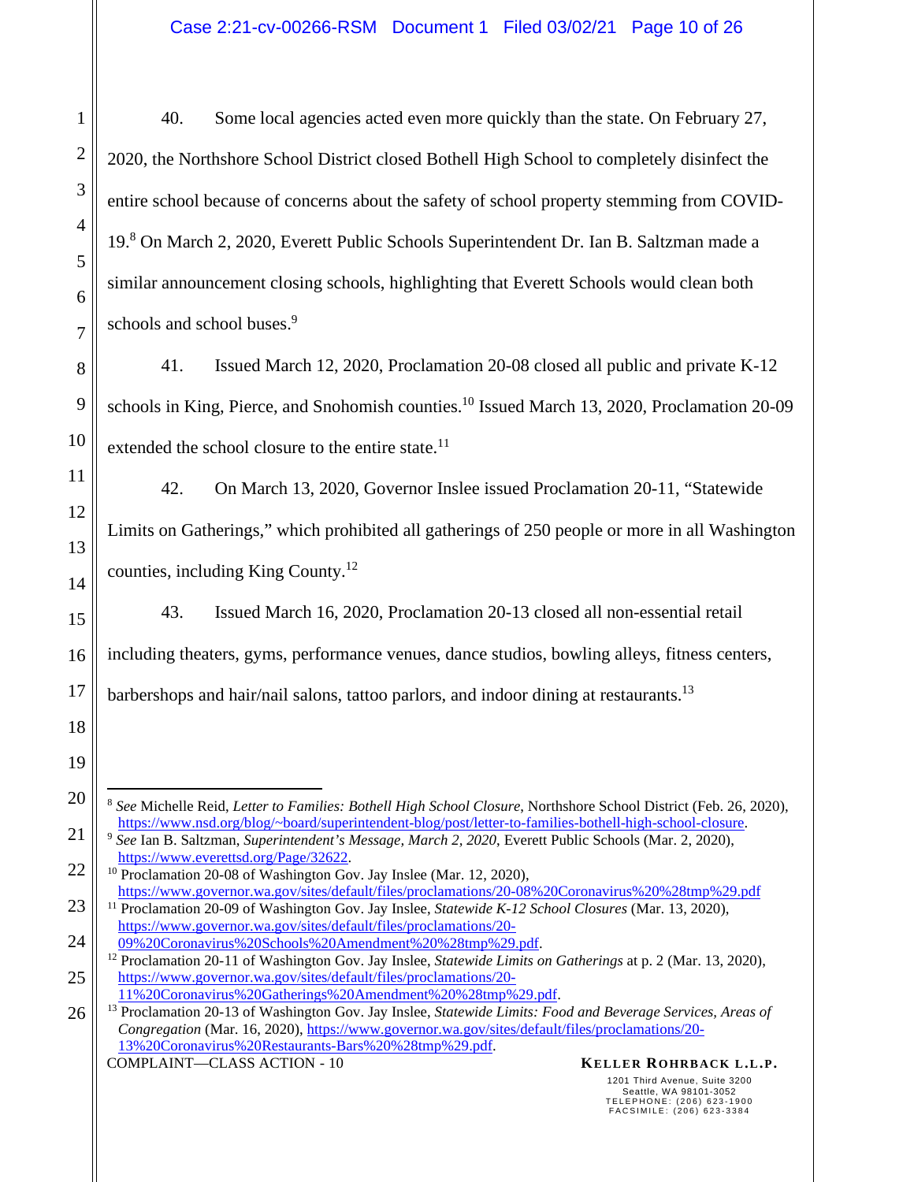40. Some local agencies acted even more quickly than the state. On February 27, 2020, the Northshore School District closed Bothell High School to completely disinfect the entire school because of concerns about the safety of school property stemming from COVID-19.[8] On March 2, 2020, Everett Public Schools Superintendent Dr. Ian B. Saltzman made a similar announcement closing schools, highlighting that Everett Schools would clean both schools and school buses.[9]

41. Issued March 12, 2020, Proclamation 20-08 closed all public and private K-12 schools in King, Pierce, and Snohomish counties.[10] Issued March 13, 2020, Proclamation 20-09 extended the school closure to the entire state.[11]

42. On March 13, 2020, Governor Inslee issued Proclamation 20-11, "Statewide Limits on Gatherings," which prohibited all gatherings of 250 people or more in all Washington counties, including King County.[12]

43. Issued March 16, 2020, Proclamation 20-13 closed all non-essential retail including theaters, gyms, performance venues, dance studios, bowling alleys, fitness centers, barbershops and hair/nail salons, tattoo parlors, and indoor dining at restaurants.[13]

---

[8] *See* Michelle Reid, *Letter to Families: Bothell High School Closure*, Northshore School District (Feb. 26, 2020), https://www.nsd.org/blog/~board/superintendent-blog/post/letter-to-families-bothell-high-school-closure.

[9] *See* Ian B. Saltzman, *Superintendent's Message, March 2, 2020*, Everett Public Schools (Mar. 2, 2020), https://www.everettsd.org/Page/32622.

[10] Proclamation 20-08 of Washington Gov. Jay Inslee (Mar. 12, 2020), https://www.governor.wa.gov/sites/default/files/proclamations/20-08%20Coronavirus%20%28tmp%29.pdf

[11] Proclamation 20-09 of Washington Gov. Jay Inslee, *Statewide K-12 School Closures* (Mar. 13, 2020), https://www.governor.wa.gov/sites/default/files/proclamations/20-09%20Coronavirus%20Schools%20Amendment%20%28tmp%29.pdf.

[12] Proclamation 20-11 of Washington Gov. Jay Inslee, *Statewide Limits on Gatherings* at p. 2 (Mar. 13, 2020), https://www.governor.wa.gov/sites/default/files/proclamations/20-11%20Coronavirus%20Gatherings%20Amendment%20%28tmp%29.pdf.

[13] Proclamation 20-13 of Washington Gov. Jay Inslee, *Statewide Limits: Food and Beverage Services, Areas of Congregation* (Mar. 16, 2020), https://www.governor.wa.gov/sites/default/files/proclamations/20-13%20Coronavirus%20Restaurants-Bars%20%28tmp%29.pdf.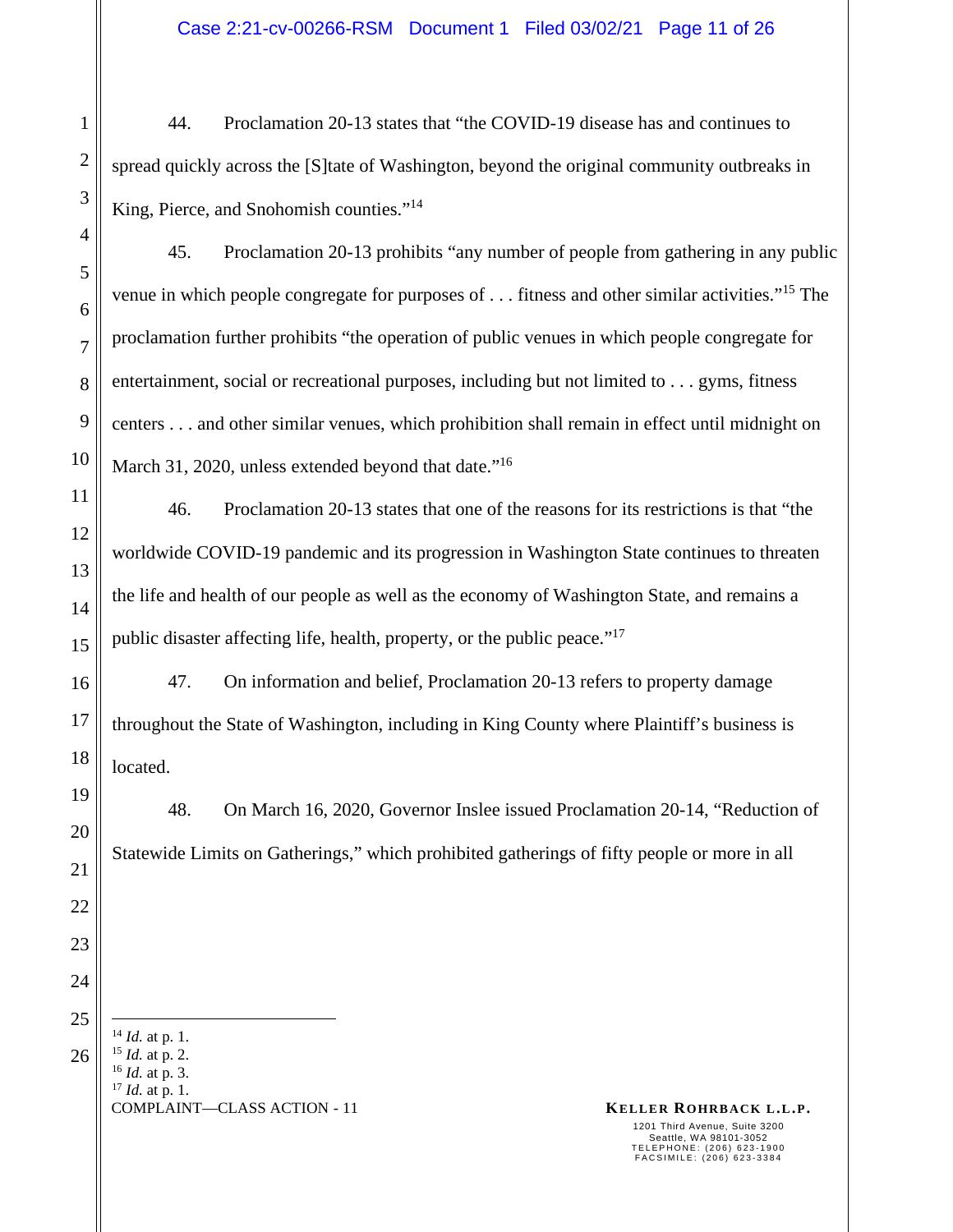44. Proclamation 20-13 states that "the COVID-19 disease has and continues to spread quickly across the [S]tate of Washington, beyond the original community outbreaks in King, Pierce, and Snohomish counties."[14]

45. Proclamation 20-13 prohibits "any number of people from gathering in any public venue in which people congregate for purposes of . . . fitness and other similar activities."[15] The proclamation further prohibits "the operation of public venues in which people congregate for entertainment, social or recreational purposes, including but not limited to . . . gyms, fitness centers . . . and other similar venues, which prohibition shall remain in effect until midnight on March 31, 2020, unless extended beyond that date."[16]

46. Proclamation 20-13 states that one of the reasons for its restrictions is that "the worldwide COVID-19 pandemic and its progression in Washington State continues to threaten the life and health of our people as well as the economy of Washington State, and remains a public disaster affecting life, health, property, or the public peace."[17]

47. On information and belief, Proclamation 20-13 refers to property damage throughout the State of Washington, including in King County where Plaintiff's business is located.

48. On March 16, 2020, Governor Inslee issued Proclamation 20-14, "Reduction of Statewide Limits on Gatherings," which prohibited gatherings of fifty people or more in all

---

[14] *Id.* at p. 1.
[15] *Id.* at p. 2.
[16] *Id.* at p. 3.
[17] *Id.* at p. 1.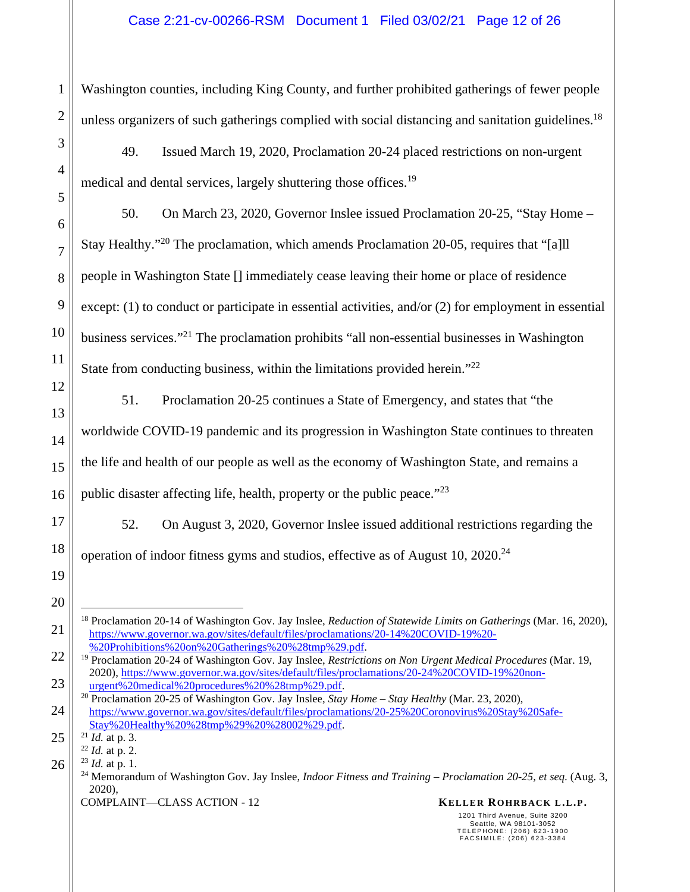Washington counties, including King County, and further prohibited gatherings of fewer people unless organizers of such gatherings complied with social distancing and sanitation guidelines.[18]

49. Issued March 19, 2020, Proclamation 20-24 placed restrictions on non-urgent medical and dental services, largely shuttering those offices.[19]

50. On March 23, 2020, Governor Inslee issued Proclamation 20-25, "Stay Home – Stay Healthy."[20] The proclamation, which amends Proclamation 20-05, requires that "[a]ll people in Washington State [] immediately cease leaving their home or place of residence except: (1) to conduct or participate in essential activities, and/or (2) for employment in essential business services."[21] The proclamation prohibits "all non-essential businesses in Washington State from conducting business, within the limitations provided herein."[22]

51. Proclamation 20-25 continues a State of Emergency, and states that "the worldwide COVID-19 pandemic and its progression in Washington State continues to threaten the life and health of our people as well as the economy of Washington State, and remains a public disaster affecting life, health, property or the public peace."[23]

52. On August 3, 2020, Governor Inslee issued additional restrictions regarding the operation of indoor fitness gyms and studios, effective as of August 10, 2020.[24]

---

[18] Proclamation 20-14 of Washington Gov. Jay Inslee, *Reduction of Statewide Limits on Gatherings* (Mar. 16, 2020), https://www.governor.wa.gov/sites/default/files/proclamations/20-14%20COVID-19%20-%20Prohibitions%20on%20Gatherings%20%28tmp%29.pdf.

[19] Proclamation 20-24 of Washington Gov. Jay Inslee, *Restrictions on Non Urgent Medical Procedures* (Mar. 19, 2020), https://www.governor.wa.gov/sites/default/files/proclamations/20-24%20COVID-19%20non-urgent%20medical%20procedures%20%28tmp%29.pdf.

[20] Proclamation 20-25 of Washington Gov. Jay Inslee, *Stay Home – Stay Healthy* (Mar. 23, 2020), https://www.governor.wa.gov/sites/default/files/proclamations/20-25%20Coronovirus%20Stay%20Safe-Stay%20Healthy%20%28tmp%29%20%28002%29.pdf.

[21] *Id.* at p. 3.

[22] *Id.* at p. 2.

[23] *Id.* at p. 1.

[24] Memorandum of Washington Gov. Jay Inslee, *Indoor Fitness and Training – Proclamation 20-25, et seq.* (Aug. 3, 2020),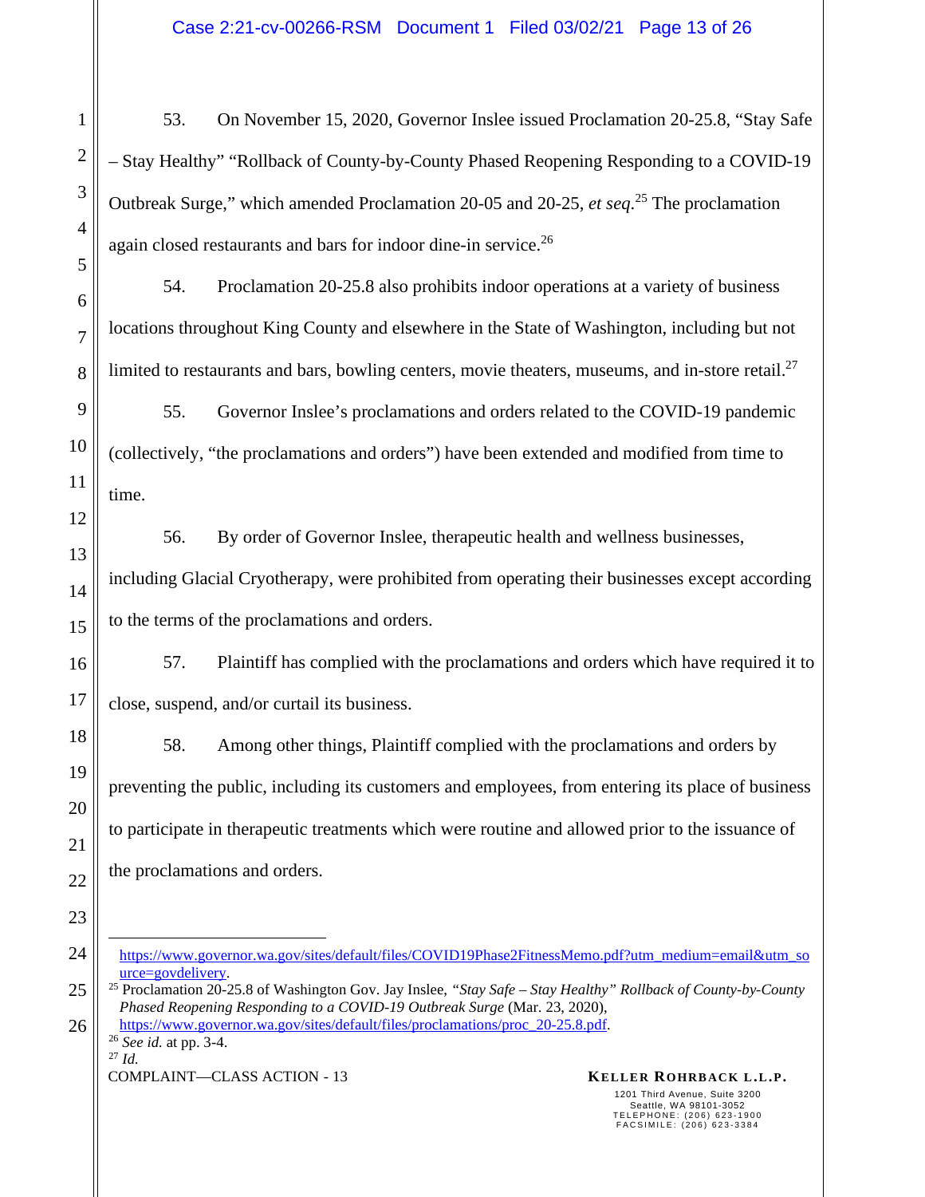53. On November 15, 2020, Governor Inslee issued Proclamation 20-25.8, "Stay Safe – Stay Healthy" "Rollback of County-by-County Phased Reopening Responding to a COVID-19 Outbreak Surge," which amended Proclamation 20-05 and 20-25, *et seq.*[25] The proclamation again closed restaurants and bars for indoor dine-in service.[26]

54. Proclamation 20-25.8 also prohibits indoor operations at a variety of business locations throughout King County and elsewhere in the State of Washington, including but not limited to restaurants and bars, bowling centers, movie theaters, museums, and in-store retail.[27]

55. Governor Inslee's proclamations and orders related to the COVID-19 pandemic (collectively, "the proclamations and orders") have been extended and modified from time to time.

56. By order of Governor Inslee, therapeutic health and wellness businesses, including Glacial Cryotherapy, were prohibited from operating their businesses except according to the terms of the proclamations and orders.

57. Plaintiff has complied with the proclamations and orders which have required it to close, suspend, and/or curtail its business.

58. Among other things, Plaintiff complied with the proclamations and orders by preventing the public, including its customers and employees, from entering its place of business to participate in therapeutic treatments which were routine and allowed prior to the issuance of the proclamations and orders.

---

https://www.governor.wa.gov/sites/default/files/COVID19Phase2FitnessMemo.pdf?utm_medium=email&utm_source=govdelivery.

[25] Proclamation 20-25.8 of Washington Gov. Jay Inslee, *"Stay Safe – Stay Healthy" Rollback of County-by-County Phased Reopening Responding to a COVID-19 Outbreak Surge* (Mar. 23, 2020), https://www.governor.wa.gov/sites/default/files/proclamations/proc_20-25.8.pdf.

[26] *See id.* at pp. 3-4.

[27] *Id.*

COMPLAINT—CLASS ACTION - 13

**KELLER ROHRBACK L.L.P.**
1201 Third Avenue, Suite 3200
Seattle, WA 98101-3052
TELEPHONE: (206) 623-1900
FACSIMILE: (206) 623-3384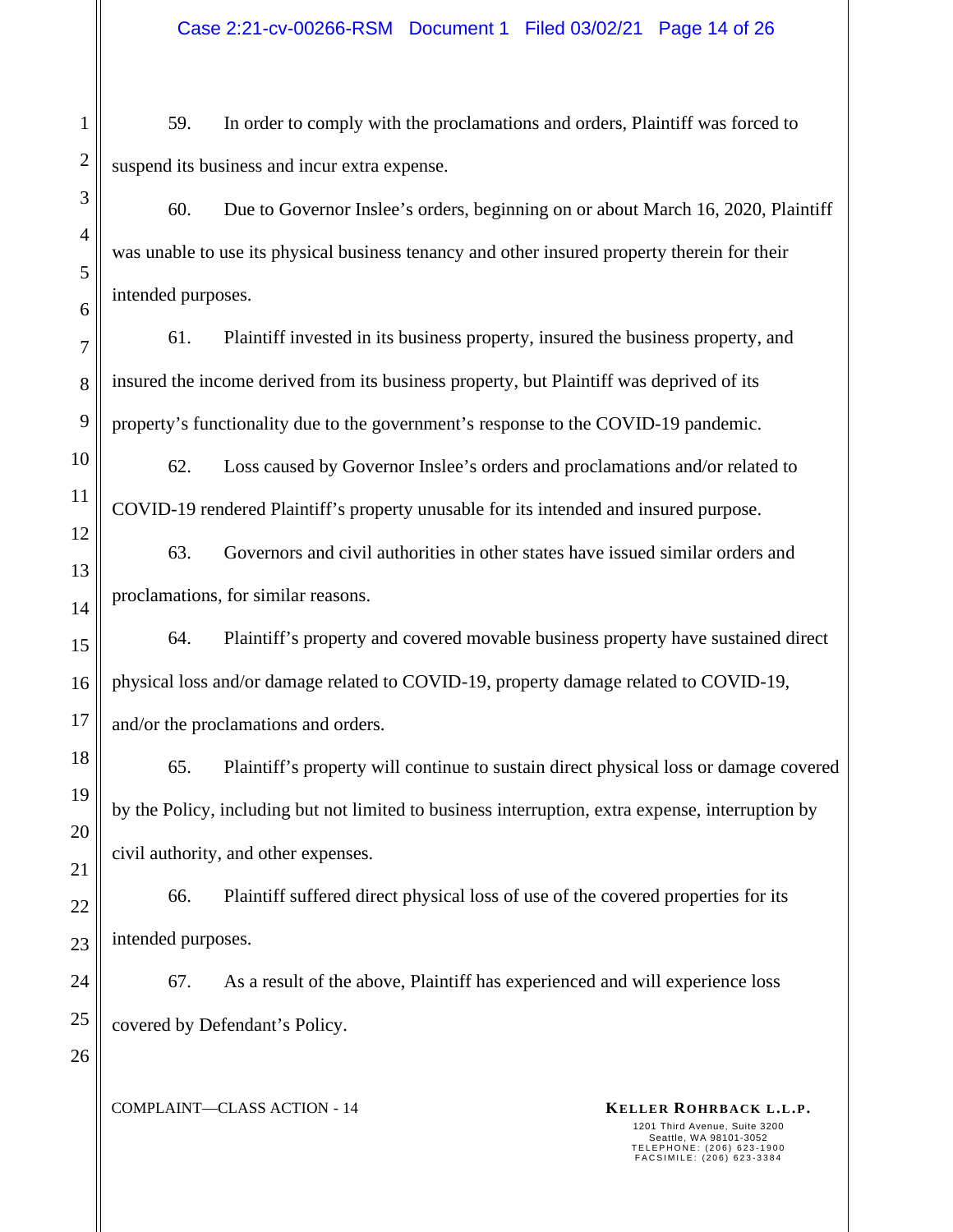59. In order to comply with the proclamations and orders, Plaintiff was forced to suspend its business and incur extra expense.

60. Due to Governor Inslee's orders, beginning on or about March 16, 2020, Plaintiff was unable to use its physical business tenancy and other insured property therein for their intended purposes.

61. Plaintiff invested in its business property, insured the business property, and insured the income derived from its business property, but Plaintiff was deprived of its property's functionality due to the government's response to the COVID-19 pandemic.

62. Loss caused by Governor Inslee's orders and proclamations and/or related to COVID-19 rendered Plaintiff's property unusable for its intended and insured purpose.

63. Governors and civil authorities in other states have issued similar orders and proclamations, for similar reasons.

64. Plaintiff's property and covered movable business property have sustained direct physical loss and/or damage related to COVID-19, property damage related to COVID-19, and/or the proclamations and orders.

65. Plaintiff's property will continue to sustain direct physical loss or damage covered by the Policy, including but not limited to business interruption, extra expense, interruption by civil authority, and other expenses.

66. Plaintiff suffered direct physical loss of use of the covered properties for its intended purposes.

67. As a result of the above, Plaintiff has experienced and will experience loss covered by Defendant's Policy.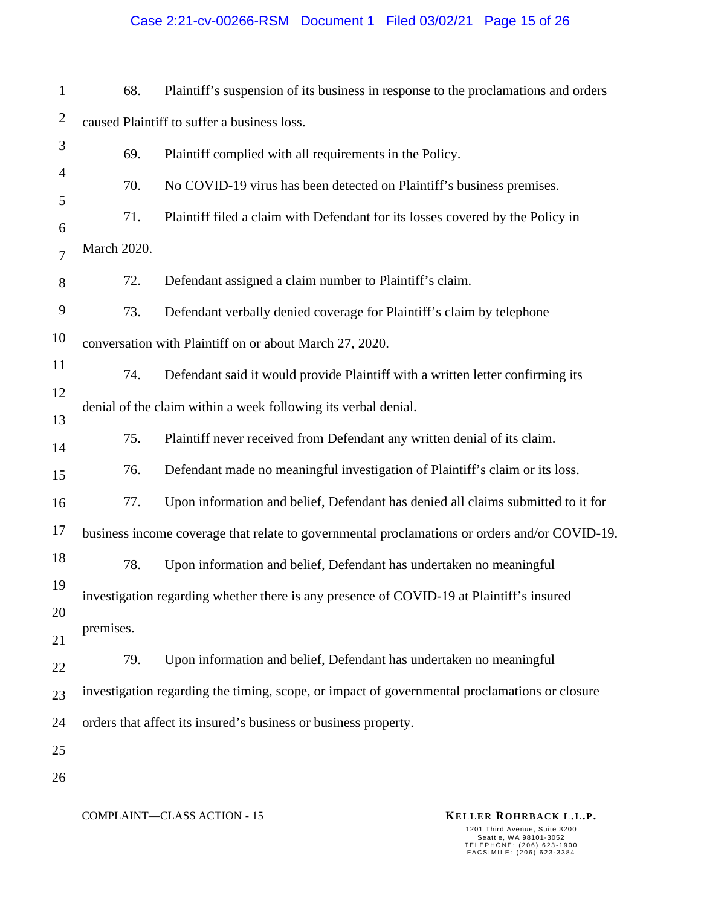68. Plaintiff's suspension of its business in response to the proclamations and orders caused Plaintiff to suffer a business loss.

69. Plaintiff complied with all requirements in the Policy.

70. No COVID-19 virus has been detected on Plaintiff's business premises.

71. Plaintiff filed a claim with Defendant for its losses covered by the Policy in March 2020.

72. Defendant assigned a claim number to Plaintiff's claim.

73. Defendant verbally denied coverage for Plaintiff's claim by telephone conversation with Plaintiff on or about March 27, 2020.

74. Defendant said it would provide Plaintiff with a written letter confirming its denial of the claim within a week following its verbal denial.

75. Plaintiff never received from Defendant any written denial of its claim.

76. Defendant made no meaningful investigation of Plaintiff's claim or its loss.

77. Upon information and belief, Defendant has denied all claims submitted to it for business income coverage that relate to governmental proclamations or orders and/or COVID-19.

78. Upon information and belief, Defendant has undertaken no meaningful investigation regarding whether there is any presence of COVID-19 at Plaintiff's insured premises.

79. Upon information and belief, Defendant has undertaken no meaningful investigation regarding the timing, scope, or impact of governmental proclamations or closure orders that affect its insured's business or business property.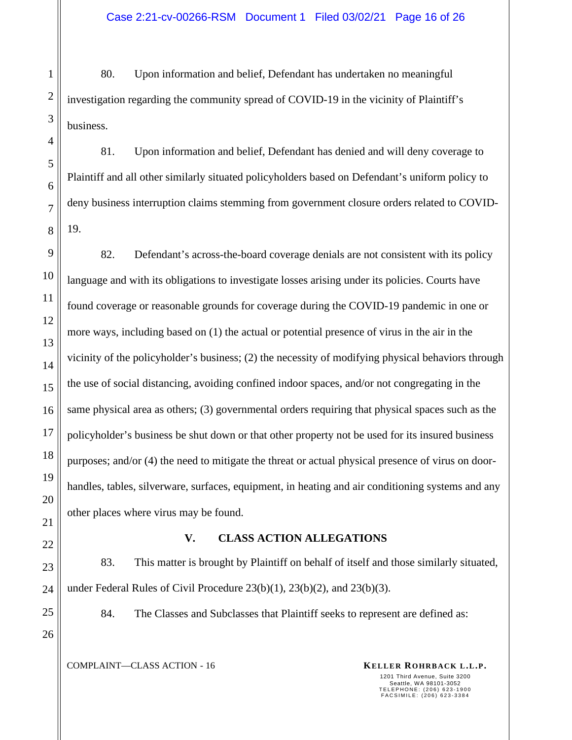80. Upon information and belief, Defendant has undertaken no meaningful investigation regarding the community spread of COVID-19 in the vicinity of Plaintiff's business.

81. Upon information and belief, Defendant has denied and will deny coverage to Plaintiff and all other similarly situated policyholders based on Defendant's uniform policy to deny business interruption claims stemming from government closure orders related to COVID-19.

82. Defendant's across-the-board coverage denials are not consistent with its policy language and with its obligations to investigate losses arising under its policies. Courts have found coverage or reasonable grounds for coverage during the COVID-19 pandemic in one or more ways, including based on (1) the actual or potential presence of virus in the air in the vicinity of the policyholder's business; (2) the necessity of modifying physical behaviors through the use of social distancing, avoiding confined indoor spaces, and/or not congregating in the same physical area as others; (3) governmental orders requiring that physical spaces such as the policyholder's business be shut down or that other property not be used for its insured business purposes; and/or (4) the need to mitigate the threat or actual physical presence of virus on door-handles, tables, silverware, surfaces, equipment, in heating and air conditioning systems and any other places where virus may be found.

## V. CLASS ACTION ALLEGATIONS

83. This matter is brought by Plaintiff on behalf of itself and those similarly situated, under Federal Rules of Civil Procedure 23(b)(1), 23(b)(2), and 23(b)(3).

84. The Classes and Subclasses that Plaintiff seeks to represent are defined as: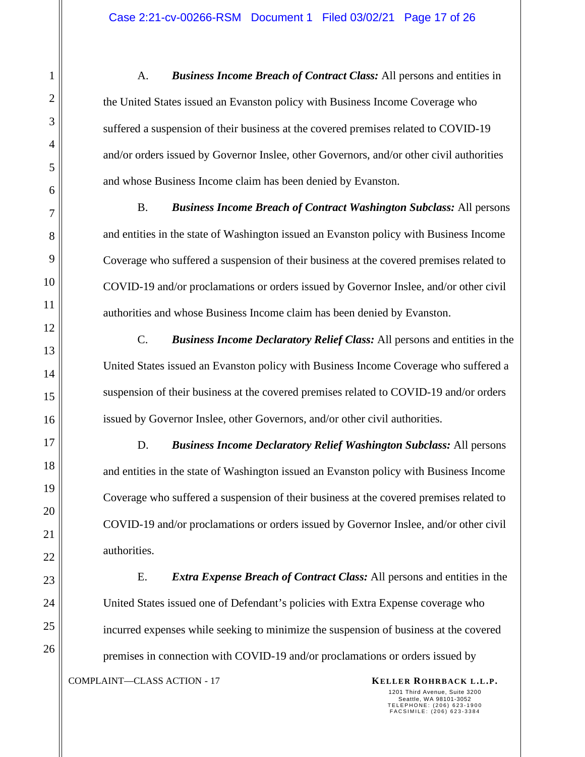A. ***Business Income Breach of Contract Class:*** All persons and entities in the United States issued an Evanston policy with Business Income Coverage who suffered a suspension of their business at the covered premises related to COVID-19 and/or orders issued by Governor Inslee, other Governors, and/or other civil authorities and whose Business Income claim has been denied by Evanston.

B. ***Business Income Breach of Contract Washington Subclass:*** All persons and entities in the state of Washington issued an Evanston policy with Business Income Coverage who suffered a suspension of their business at the covered premises related to COVID-19 and/or proclamations or orders issued by Governor Inslee, and/or other civil authorities and whose Business Income claim has been denied by Evanston.

C. ***Business Income Declaratory Relief Class:*** All persons and entities in the United States issued an Evanston policy with Business Income Coverage who suffered a suspension of their business at the covered premises related to COVID-19 and/or orders issued by Governor Inslee, other Governors, and/or other civil authorities.

D. ***Business Income Declaratory Relief Washington Subclass:*** All persons and entities in the state of Washington issued an Evanston policy with Business Income Coverage who suffered a suspension of their business at the covered premises related to COVID-19 and/or proclamations or orders issued by Governor Inslee, and/or other civil authorities.

E. ***Extra Expense Breach of Contract Class:*** All persons and entities in the United States issued one of Defendant's policies with Extra Expense coverage who incurred expenses while seeking to minimize the suspension of business at the covered premises in connection with COVID-19 and/or proclamations or orders issued by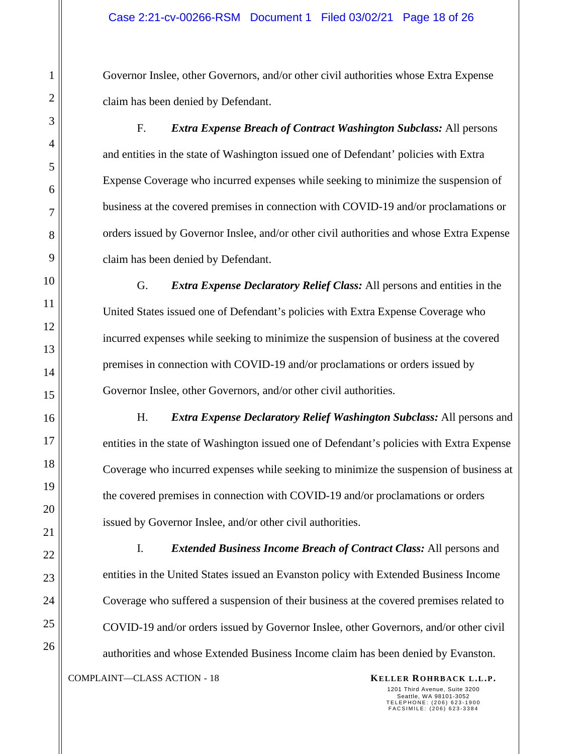Governor Inslee, other Governors, and/or other civil authorities whose Extra Expense claim has been denied by Defendant.

F. ***Extra Expense Breach of Contract Washington Subclass:*** All persons and entities in the state of Washington issued one of Defendant' policies with Extra Expense Coverage who incurred expenses while seeking to minimize the suspension of business at the covered premises in connection with COVID-19 and/or proclamations or orders issued by Governor Inslee, and/or other civil authorities and whose Extra Expense claim has been denied by Defendant.

G. ***Extra Expense Declaratory Relief Class:*** All persons and entities in the United States issued one of Defendant's policies with Extra Expense Coverage who incurred expenses while seeking to minimize the suspension of business at the covered premises in connection with COVID-19 and/or proclamations or orders issued by Governor Inslee, other Governors, and/or other civil authorities.

H. ***Extra Expense Declaratory Relief Washington Subclass:*** All persons and entities in the state of Washington issued one of Defendant's policies with Extra Expense Coverage who incurred expenses while seeking to minimize the suspension of business at the covered premises in connection with COVID-19 and/or proclamations or orders issued by Governor Inslee, and/or other civil authorities.

I. ***Extended Business Income Breach of Contract Class:*** All persons and entities in the United States issued an Evanston policy with Extended Business Income Coverage who suffered a suspension of their business at the covered premises related to COVID-19 and/or orders issued by Governor Inslee, other Governors, and/or other civil authorities and whose Extended Business Income claim has been denied by Evanston.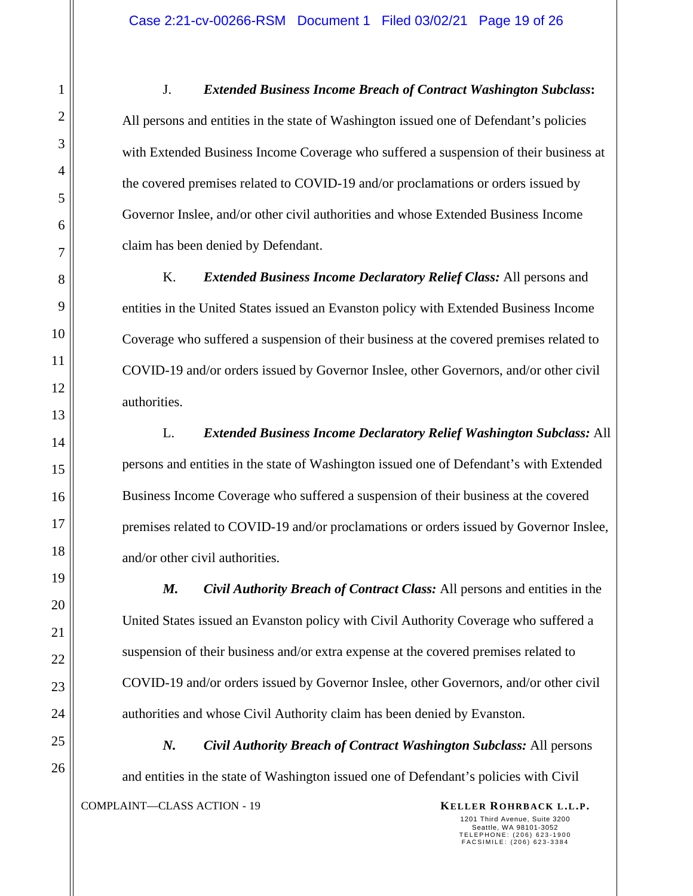J. ***Extended Business Income Breach of Contract Washington Subclass*****:** All persons and entities in the state of Washington issued one of Defendant's policies with Extended Business Income Coverage who suffered a suspension of their business at the covered premises related to COVID-19 and/or proclamations or orders issued by Governor Inslee, and/or other civil authorities and whose Extended Business Income claim has been denied by Defendant.

K. ***Extended Business Income Declaratory Relief Class:*** All persons and entities in the United States issued an Evanston policy with Extended Business Income Coverage who suffered a suspension of their business at the covered premises related to COVID-19 and/or orders issued by Governor Inslee, other Governors, and/or other civil authorities.

L. ***Extended Business Income Declaratory Relief Washington Subclass:*** All persons and entities in the state of Washington issued one of Defendant's with Extended Business Income Coverage who suffered a suspension of their business at the covered premises related to COVID-19 and/or proclamations or orders issued by Governor Inslee, and/or other civil authorities.

***M. Civil Authority Breach of Contract Class:*** All persons and entities in the United States issued an Evanston policy with Civil Authority Coverage who suffered a suspension of their business and/or extra expense at the covered premises related to COVID-19 and/or orders issued by Governor Inslee, other Governors, and/or other civil authorities and whose Civil Authority claim has been denied by Evanston.

***N. Civil Authority Breach of Contract Washington Subclass:*** All persons and entities in the state of Washington issued one of Defendant's policies with Civil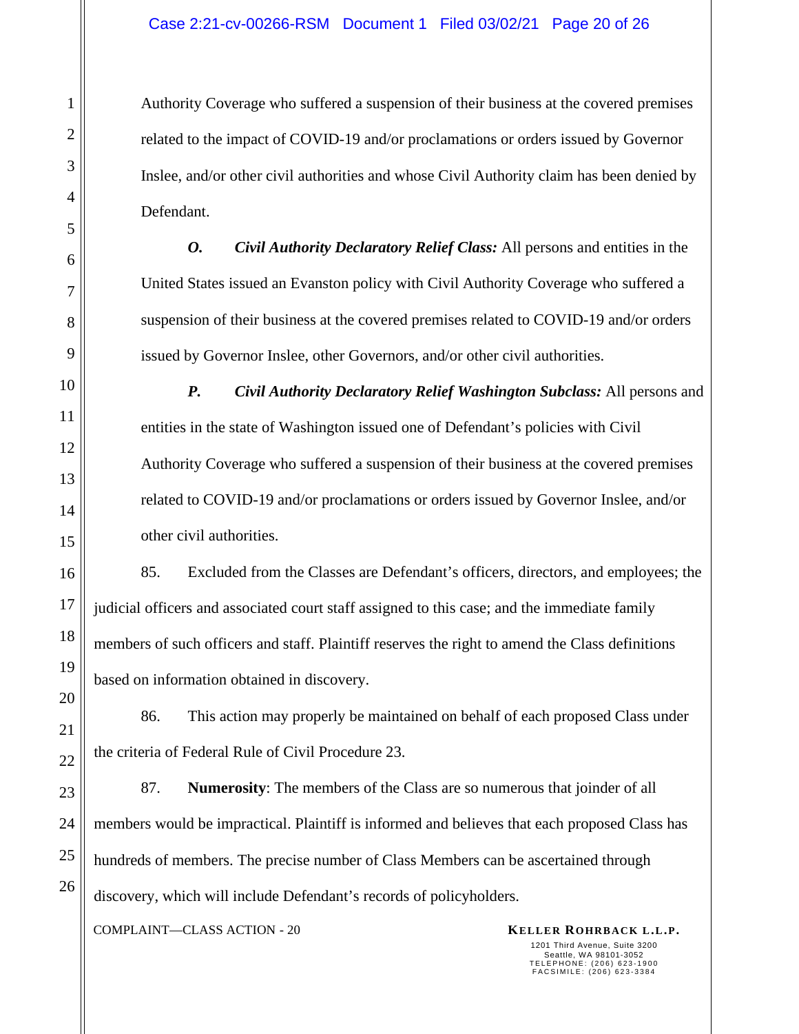Authority Coverage who suffered a suspension of their business at the covered premises related to the impact of COVID-19 and/or proclamations or orders issued by Governor Inslee, and/or other civil authorities and whose Civil Authority claim has been denied by Defendant.

***O. Civil Authority Declaratory Relief Class:*** All persons and entities in the United States issued an Evanston policy with Civil Authority Coverage who suffered a suspension of their business at the covered premises related to COVID-19 and/or orders issued by Governor Inslee, other Governors, and/or other civil authorities.

***P. Civil Authority Declaratory Relief Washington Subclass:*** All persons and entities in the state of Washington issued one of Defendant's policies with Civil Authority Coverage who suffered a suspension of their business at the covered premises related to COVID-19 and/or proclamations or orders issued by Governor Inslee, and/or other civil authorities.

85. Excluded from the Classes are Defendant's officers, directors, and employees; the judicial officers and associated court staff assigned to this case; and the immediate family members of such officers and staff. Plaintiff reserves the right to amend the Class definitions based on information obtained in discovery.

86. This action may properly be maintained on behalf of each proposed Class under the criteria of Federal Rule of Civil Procedure 23.

87. **Numerosity**: The members of the Class are so numerous that joinder of all members would be impractical. Plaintiff is informed and believes that each proposed Class has hundreds of members. The precise number of Class Members can be ascertained through discovery, which will include Defendant's records of policyholders.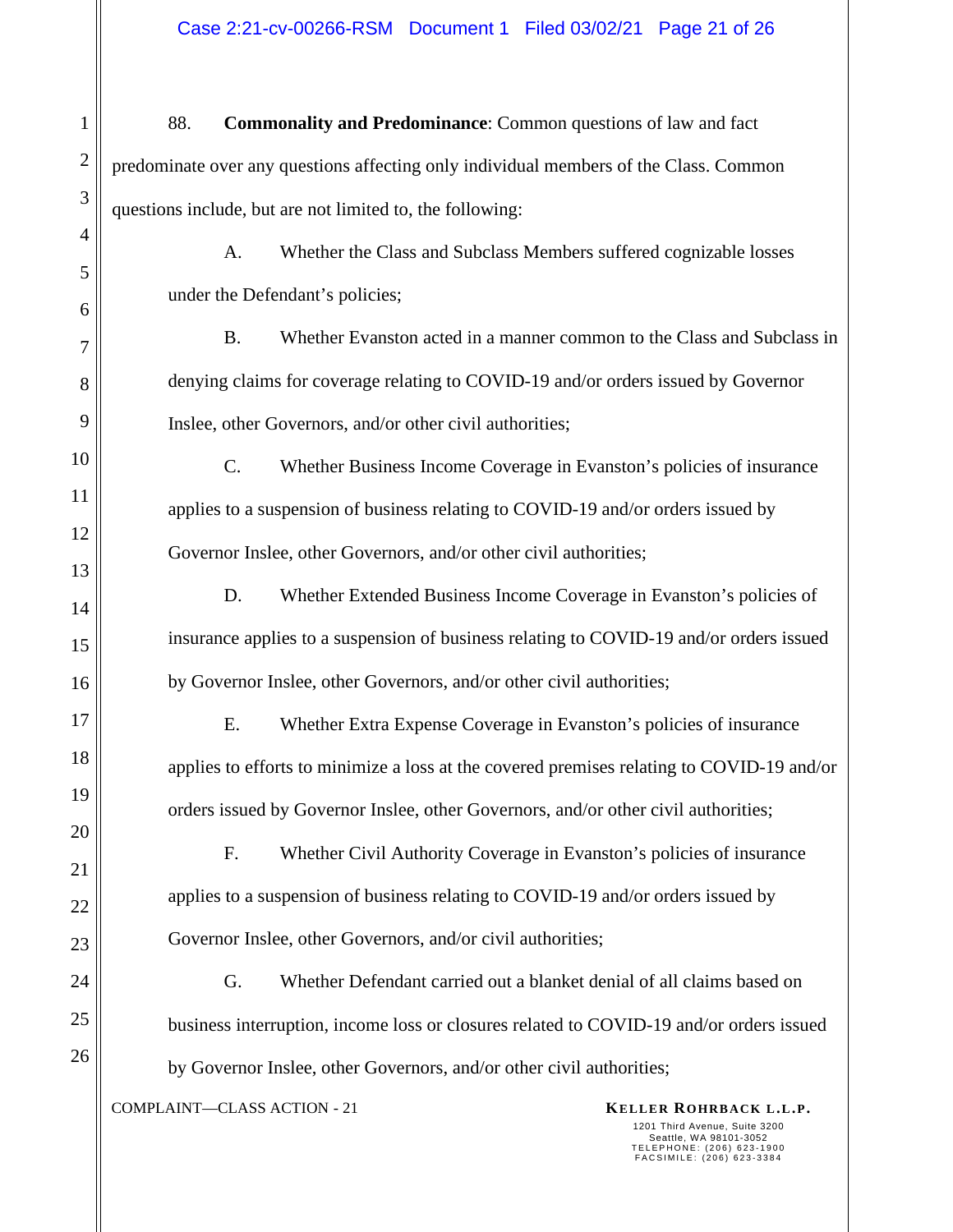88. **Commonality and Predominance**: Common questions of law and fact predominate over any questions affecting only individual members of the Class. Common questions include, but are not limited to, the following:

A. Whether the Class and Subclass Members suffered cognizable losses under the Defendant's policies;

B. Whether Evanston acted in a manner common to the Class and Subclass in denying claims for coverage relating to COVID-19 and/or orders issued by Governor Inslee, other Governors, and/or other civil authorities;

C. Whether Business Income Coverage in Evanston's policies of insurance applies to a suspension of business relating to COVID-19 and/or orders issued by Governor Inslee, other Governors, and/or other civil authorities;

D. Whether Extended Business Income Coverage in Evanston's policies of insurance applies to a suspension of business relating to COVID-19 and/or orders issued by Governor Inslee, other Governors, and/or other civil authorities;

E. Whether Extra Expense Coverage in Evanston's policies of insurance applies to efforts to minimize a loss at the covered premises relating to COVID-19 and/or orders issued by Governor Inslee, other Governors, and/or other civil authorities;

F. Whether Civil Authority Coverage in Evanston's policies of insurance applies to a suspension of business relating to COVID-19 and/or orders issued by Governor Inslee, other Governors, and/or civil authorities;

G. Whether Defendant carried out a blanket denial of all claims based on business interruption, income loss or closures related to COVID-19 and/or orders issued by Governor Inslee, other Governors, and/or other civil authorities;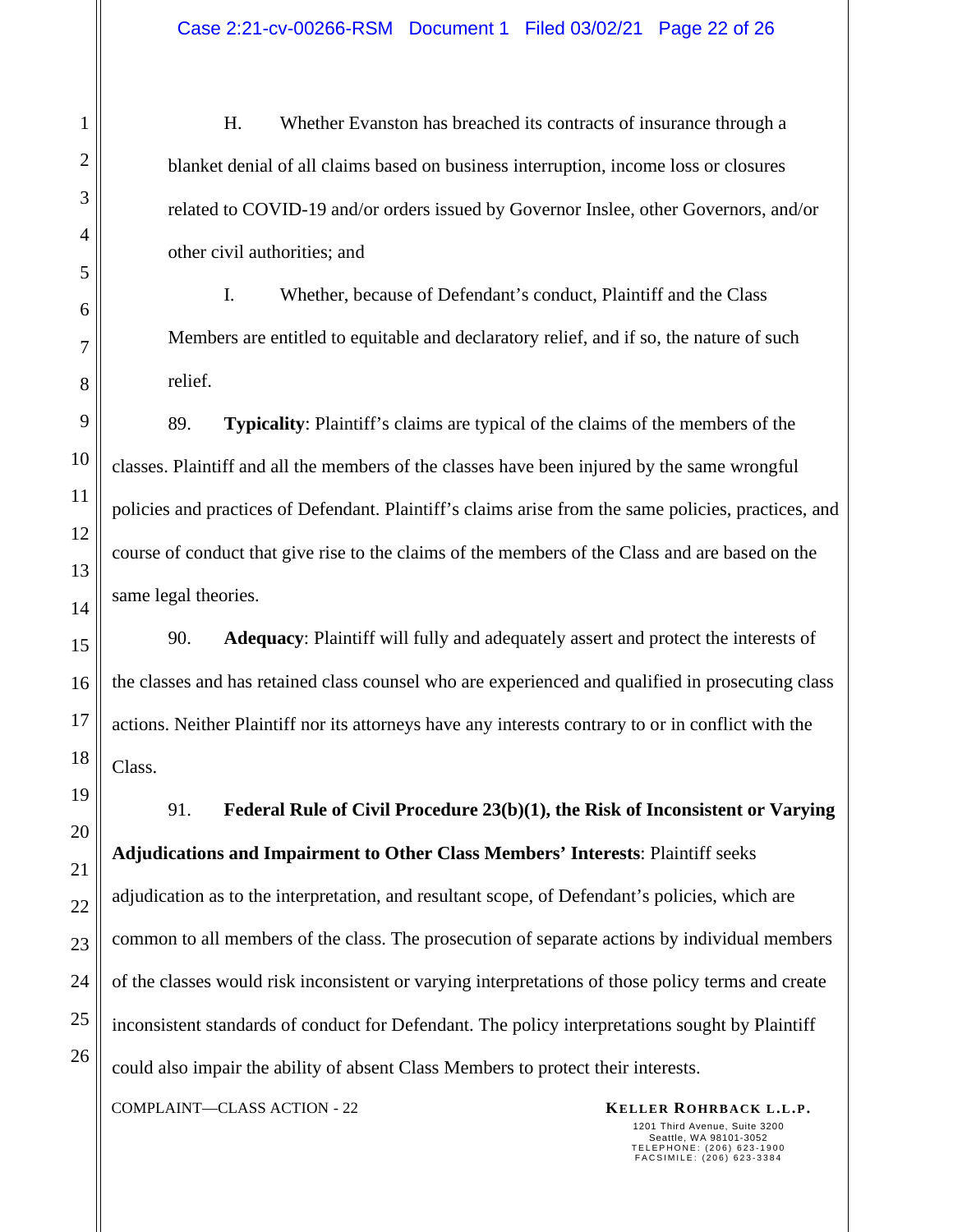H. Whether Evanston has breached its contracts of insurance through a blanket denial of all claims based on business interruption, income loss or closures related to COVID-19 and/or orders issued by Governor Inslee, other Governors, and/or other civil authorities; and

I. Whether, because of Defendant's conduct, Plaintiff and the Class Members are entitled to equitable and declaratory relief, and if so, the nature of such relief.

89. **Typicality**: Plaintiff's claims are typical of the claims of the members of the classes. Plaintiff and all the members of the classes have been injured by the same wrongful policies and practices of Defendant. Plaintiff's claims arise from the same policies, practices, and course of conduct that give rise to the claims of the members of the Class and are based on the same legal theories.

90. **Adequacy**: Plaintiff will fully and adequately assert and protect the interests of the classes and has retained class counsel who are experienced and qualified in prosecuting class actions. Neither Plaintiff nor its attorneys have any interests contrary to or in conflict with the Class.

91. **Federal Rule of Civil Procedure 23(b)(1), the Risk of Inconsistent or Varying Adjudications and Impairment to Other Class Members' Interests**: Plaintiff seeks adjudication as to the interpretation, and resultant scope, of Defendant's policies, which are common to all members of the class. The prosecution of separate actions by individual members of the classes would risk inconsistent or varying interpretations of those policy terms and create inconsistent standards of conduct for Defendant. The policy interpretations sought by Plaintiff could also impair the ability of absent Class Members to protect their interests.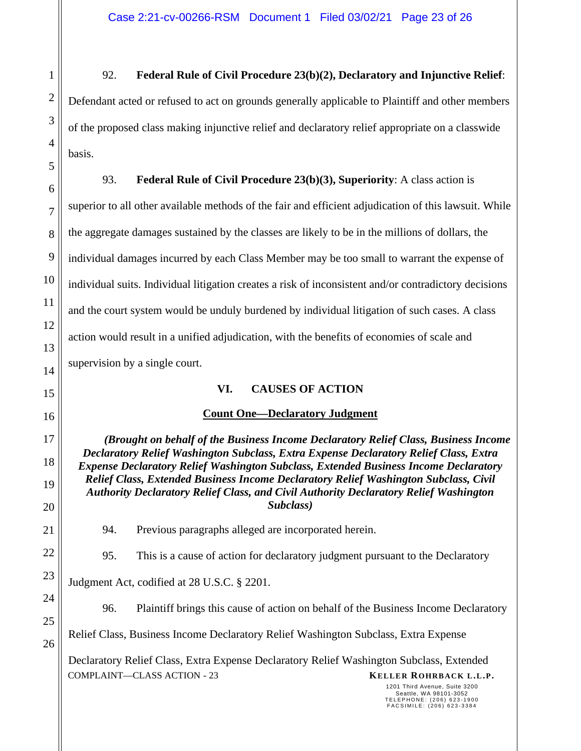92. **Federal Rule of Civil Procedure 23(b)(2), Declaratory and Injunctive Relief**: Defendant acted or refused to act on grounds generally applicable to Plaintiff and other members of the proposed class making injunctive relief and declaratory relief appropriate on a classwide basis.

93. **Federal Rule of Civil Procedure 23(b)(3), Superiority**: A class action is superior to all other available methods of the fair and efficient adjudication of this lawsuit. While the aggregate damages sustained by the classes are likely to be in the millions of dollars, the individual damages incurred by each Class Member may be too small to warrant the expense of individual suits. Individual litigation creates a risk of inconsistent and/or contradictory decisions and the court system would be unduly burdened by individual litigation of such cases. A class action would result in a unified adjudication, with the benefits of economies of scale and supervision by a single court.

## VI. CAUSES OF ACTION

### Count One—Declaratory Judgment

***(Brought on behalf of the Business Income Declaratory Relief Class, Business Income Declaratory Relief Washington Subclass, Extra Expense Declaratory Relief Class, Extra Expense Declaratory Relief Washington Subclass, Extended Business Income Declaratory Relief Class, Extended Business Income Declaratory Relief Washington Subclass, Civil Authority Declaratory Relief Class, and Civil Authority Declaratory Relief Washington Subclass)***

94. Previous paragraphs alleged are incorporated herein.

95. This is a cause of action for declaratory judgment pursuant to the Declaratory Judgment Act, codified at 28 U.S.C. § 2201.

96. Plaintiff brings this cause of action on behalf of the Business Income Declaratory Relief Class, Business Income Declaratory Relief Washington Subclass, Extra Expense Declaratory Relief Class, Extra Expense Declaratory Relief Washington Subclass, Extended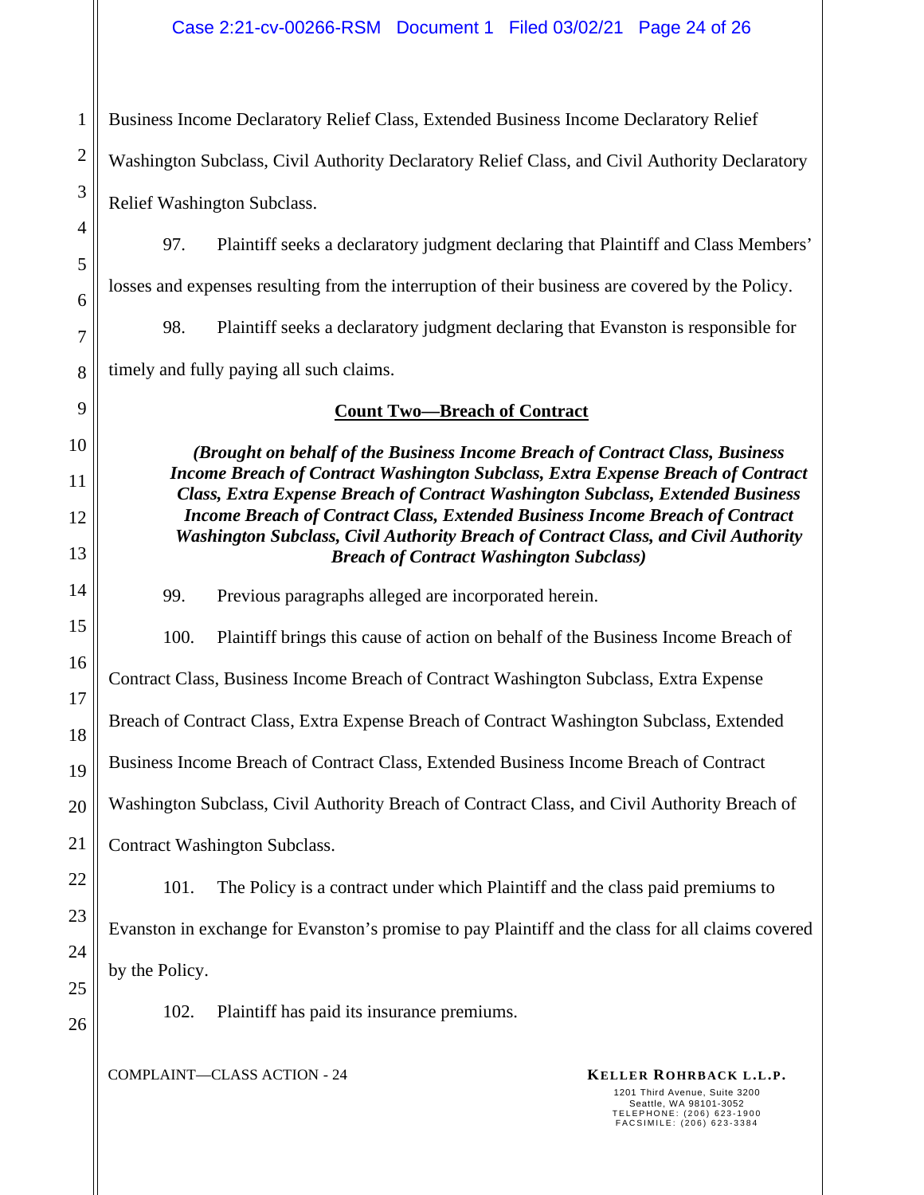Business Income Declaratory Relief Class, Extended Business Income Declaratory Relief Washington Subclass, Civil Authority Declaratory Relief Class, and Civil Authority Declaratory Relief Washington Subclass.

97. Plaintiff seeks a declaratory judgment declaring that Plaintiff and Class Members' losses and expenses resulting from the interruption of their business are covered by the Policy.

98. Plaintiff seeks a declaratory judgment declaring that Evanston is responsible for timely and fully paying all such claims.

**Count Two—Breach of Contract**

***(Brought on behalf of the Business Income Breach of Contract Class, Business Income Breach of Contract Washington Subclass, Extra Expense Breach of Contract Class, Extra Expense Breach of Contract Washington Subclass, Extended Business Income Breach of Contract Class, Extended Business Income Breach of Contract Washington Subclass, Civil Authority Breach of Contract Class, and Civil Authority Breach of Contract Washington Subclass)***

99. Previous paragraphs alleged are incorporated herein.

100. Plaintiff brings this cause of action on behalf of the Business Income Breach of Contract Class, Business Income Breach of Contract Washington Subclass, Extra Expense Breach of Contract Class, Extra Expense Breach of Contract Washington Subclass, Extended Business Income Breach of Contract Class, Extended Business Income Breach of Contract Washington Subclass, Civil Authority Breach of Contract Class, and Civil Authority Breach of Contract Washington Subclass.

101. The Policy is a contract under which Plaintiff and the class paid premiums to Evanston in exchange for Evanston's promise to pay Plaintiff and the class for all claims covered by the Policy.

102. Plaintiff has paid its insurance premiums.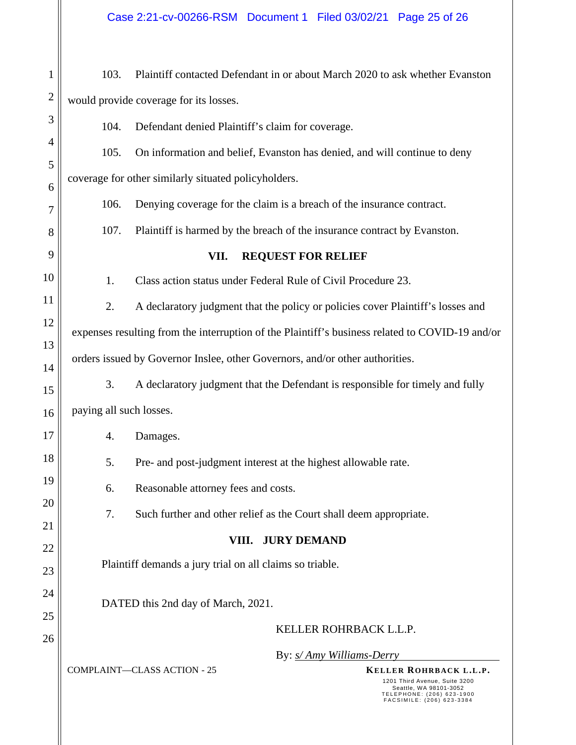103. Plaintiff contacted Defendant in or about March 2020 to ask whether Evanston would provide coverage for its losses.

104. Defendant denied Plaintiff's claim for coverage.

105. On information and belief, Evanston has denied, and will continue to deny coverage for other similarly situated policyholders.

106. Denying coverage for the claim is a breach of the insurance contract.

107. Plaintiff is harmed by the breach of the insurance contract by Evanston.

## VII. REQUEST FOR RELIEF

1. Class action status under Federal Rule of Civil Procedure 23.

2. A declaratory judgment that the policy or policies cover Plaintiff's losses and expenses resulting from the interruption of the Plaintiff's business related to COVID-19 and/or orders issued by Governor Inslee, other Governors, and/or other authorities.

3. A declaratory judgment that the Defendant is responsible for timely and fully paying all such losses.

4. Damages.

5. Pre- and post-judgment interest at the highest allowable rate.

6. Reasonable attorney fees and costs.

7. Such further and other relief as the Court shall deem appropriate.

## VIII. JURY DEMAND

Plaintiff demands a jury trial on all claims so triable.

DATED this 2nd day of March, 2021.

KELLER ROHRBACK L.L.P.

By: *s/ Amy Williams-Derry*

COMPLAINT—CLASS ACTION - 25

**KELLER ROHRBACK L.L.P.**
1201 Third Avenue, Suite 3200
Seattle, WA 98101-3052
TELEPHONE: (206) 623-1900
FACSIMILE: (206) 623-3384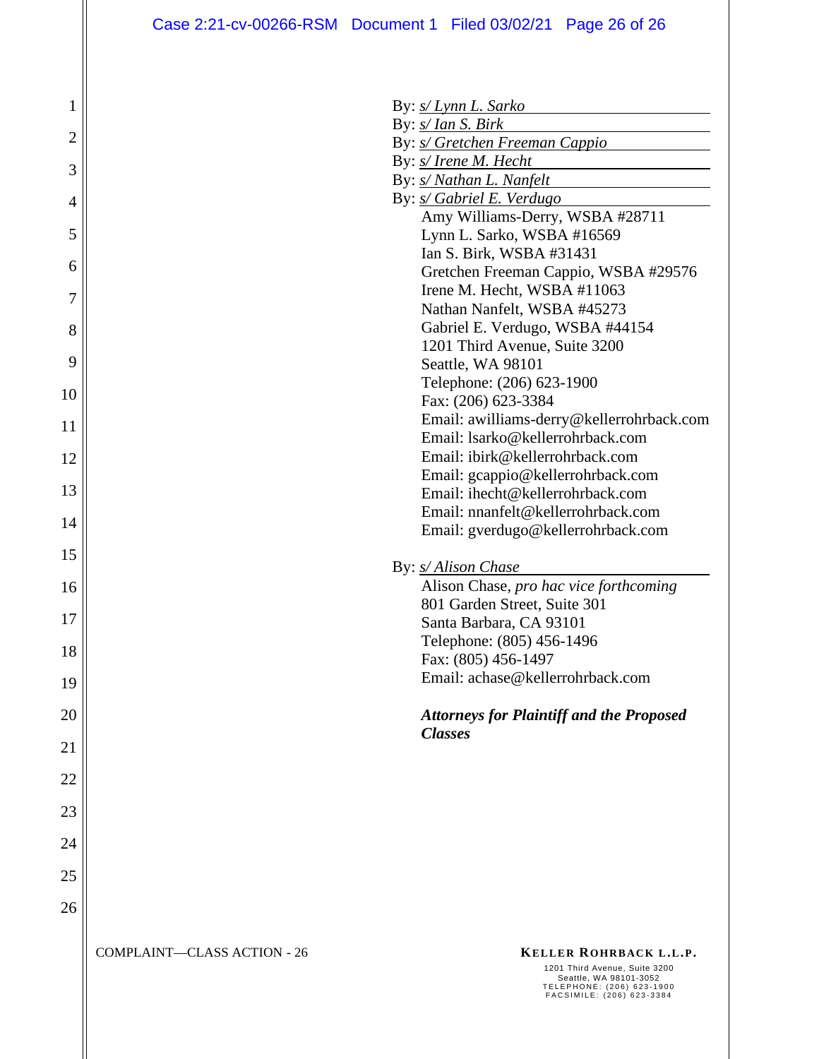By: *s/ Lynn L. Sarko*
By: *s/ Ian S. Birk*
By: *s/ Gretchen Freeman Cappio*
By: *s/ Irene M. Hecht*
By: *s/ Nathan L. Nanfelt*
By: *s/ Gabriel E. Verdugo*

Amy Williams-Derry, WSBA #28711
Lynn L. Sarko, WSBA #16569
Ian S. Birk, WSBA #31431
Gretchen Freeman Cappio, WSBA #29576
Irene M. Hecht, WSBA #11063
Nathan Nanfelt, WSBA #45273
Gabriel E. Verdugo, WSBA #44154
1201 Third Avenue, Suite 3200
Seattle, WA 98101
Telephone: (206) 623-1900
Fax: (206) 623-3384
Email: awilliams-derry@kellerrohrback.com
Email: lsarko@kellerrohrback.com
Email: ibirk@kellerrohrback.com
Email: gcappio@kellerrohrback.com
Email: ihecht@kellerrohrback.com
Email: nnanfelt@kellerrohrback.com
Email: gverdugo@kellerrohrback.com

By: *s/ Alison Chase*

Alison Chase, *pro hac vice forthcoming*
801 Garden Street, Suite 301
Santa Barbara, CA 93101
Telephone: (805) 456-1496
Fax: (805) 456-1497
Email: achase@kellerrohrback.com

***Attorneys for Plaintiff and the Proposed Classes***